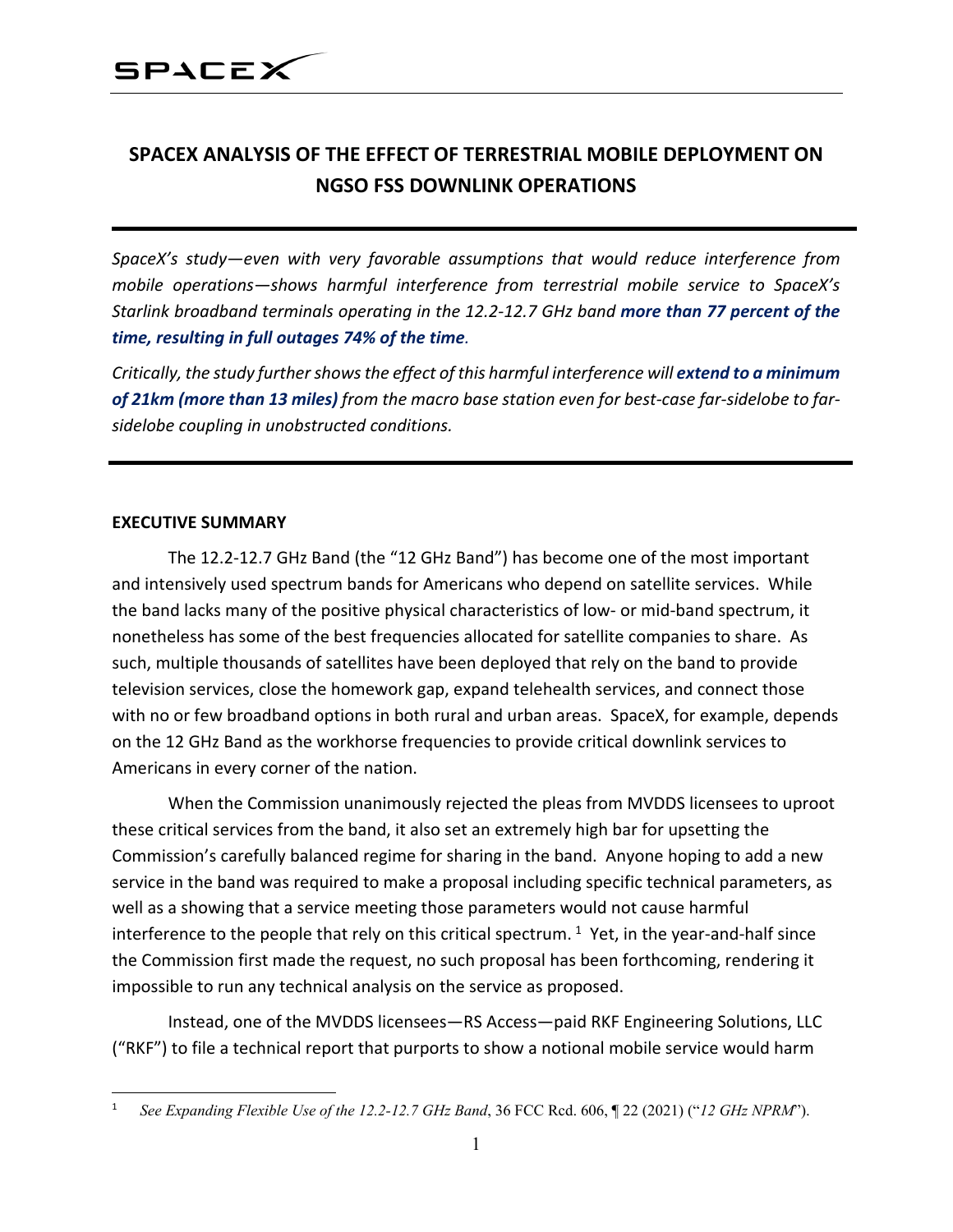SPACEX

# SPACEX ANALYSIS OF THE EFFECT OF TERRESTRIAL MOBILE DEPLOYMENT ON NGSO FSS DOWNLINK OPERATIONS

---

*SpaceX's study—even with very favorable assumptions that would reduce interference from mobile operations—shows harmful interference from terrestrial mobile service to SpaceX's Starlink broadband terminals operating in the 12.2-12.7 GHz band **more than 77 percent of the time, resulting in full outages 74% of the time**.*

*Critically, the study further shows the effect of this harmful interference will **extend to a minimum of 21km (more than 13 miles)** from the macro base station even for best-case far-sidelobe to far-sidelobe coupling in unobstructed conditions.*

---

**EXECUTIVE SUMMARY**

The 12.2-12.7 GHz Band (the "12 GHz Band") has become one of the most important and intensively used spectrum bands for Americans who depend on satellite services. While the band lacks many of the positive physical characteristics of low- or mid-band spectrum, it nonetheless has some of the best frequencies allocated for satellite companies to share. As such, multiple thousands of satellites have been deployed that rely on the band to provide television services, close the homework gap, expand telehealth services, and connect those with no or few broadband options in both rural and urban areas. SpaceX, for example, depends on the 12 GHz Band as the workhorse frequencies to provide critical downlink services to Americans in every corner of the nation.

When the Commission unanimously rejected the pleas from MVDDS licensees to uproot these critical services from the band, it also set an extremely high bar for upsetting the Commission's carefully balanced regime for sharing in the band. Anyone hoping to add a new service in the band was required to make a proposal including specific technical parameters, as well as a showing that a service meeting those parameters would not cause harmful interference to the people that rely on this critical spectrum.[1] Yet, in the year-and-half since the Commission first made the request, no such proposal has been forthcoming, rendering it impossible to run any technical analysis on the service as proposed.

Instead, one of the MVDDS licensees—RS Access—paid RKF Engineering Solutions, LLC ("RKF") to file a technical report that purports to show a notional mobile service would harm

[1] *See Expanding Flexible Use of the 12.2-12.7 GHz Band*, 36 FCC Rcd. 606, ¶ 22 (2021) ("*12 GHz NPRM*").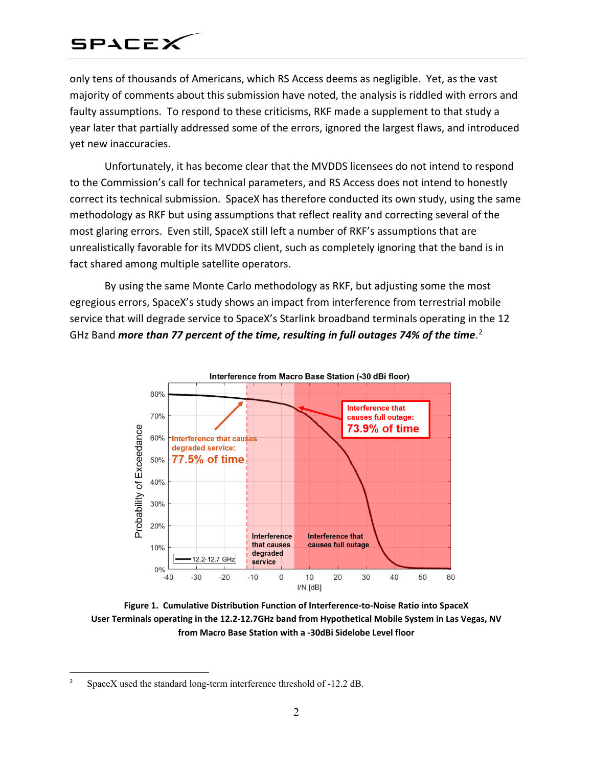only tens of thousands of Americans, which RS Access deems as negligible. Yet, as the vast majority of comments about this submission have noted, the analysis is riddled with errors and faulty assumptions. To respond to these criticisms, RKF made a supplement to that study a year later that partially addressed some of the errors, ignored the largest flaws, and introduced yet new inaccuracies.

Unfortunately, it has become clear that the MVDDS licensees do not intend to respond to the Commission's call for technical parameters, and RS Access does not intend to honestly correct its technical submission. SpaceX has therefore conducted its own study, using the same methodology as RKF but using assumptions that reflect reality and correcting several of the most glaring errors. Even still, SpaceX still left a number of RKF's assumptions that are unrealistically favorable for its MVDDS client, such as completely ignoring that the band is in fact shared among multiple satellite operators.

By using the same Monte Carlo methodology as RKF, but adjusting some the most egregious errors, SpaceX's study shows an impact from interference from terrestrial mobile service that will degrade service to SpaceX's Starlink broadband terminals operating in the 12 GHz Band ***more than 77 percent of the time, resulting in full outages 74% of the time***.[2]

**Figure 1. Cumulative Distribution Function of Interference-to-Noise Ratio into SpaceX User Terminals operating in the 12.2-12.7GHz band from Hypothetical Mobile System in Las Vegas, NV from Macro Base Station with a -30dBi Sidelobe Level floor**

---

[2] SpaceX used the standard long-term interference threshold of -12.2 dB.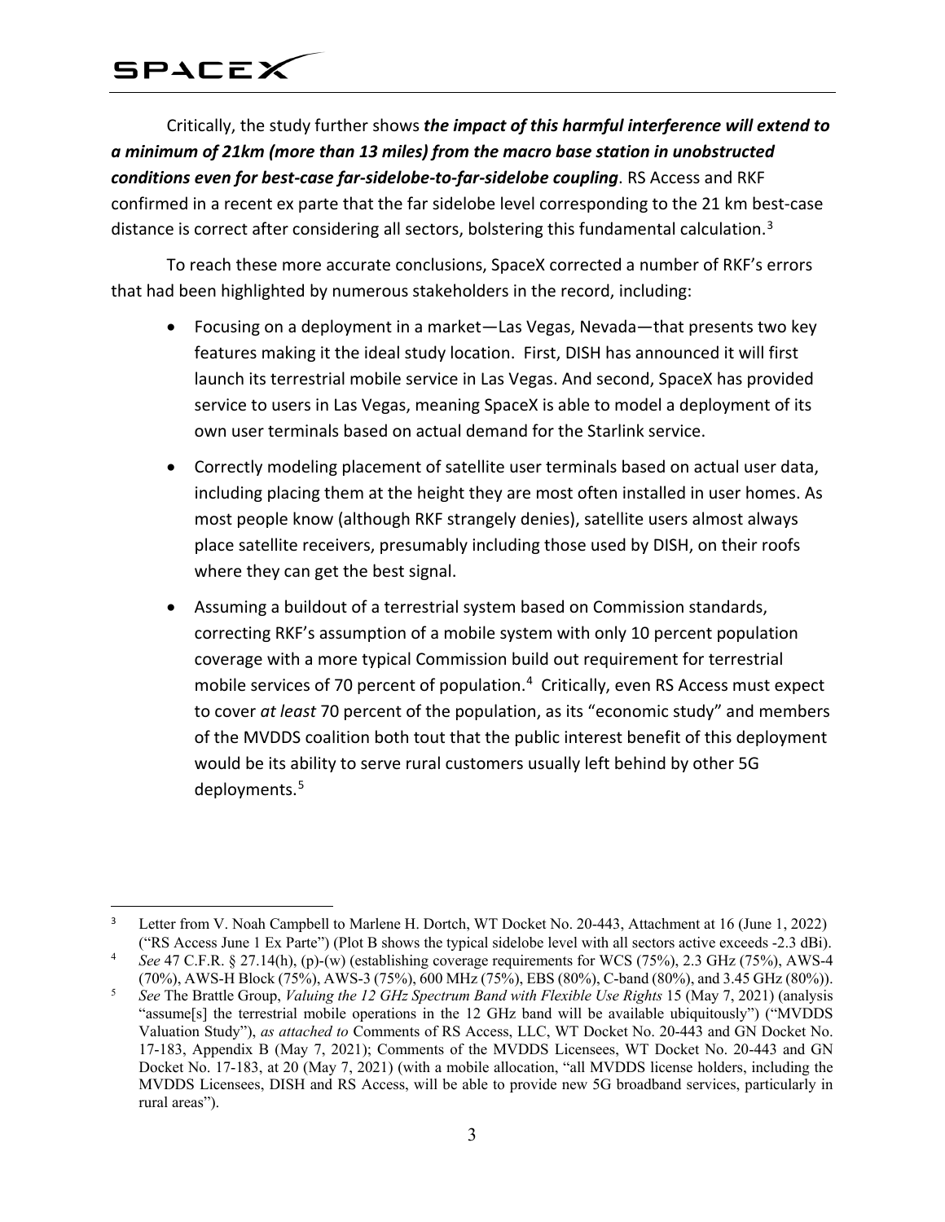Critically, the study further shows ***the impact of this harmful interference will extend to a minimum of 21km (more than 13 miles) from the macro base station in unobstructed conditions even for best-case far-sidelobe-to-far-sidelobe coupling***. RS Access and RKF confirmed in a recent ex parte that the far sidelobe level corresponding to the 21 km best-case distance is correct after considering all sectors, bolstering this fundamental calculation.[3]

To reach these more accurate conclusions, SpaceX corrected a number of RKF's errors that had been highlighted by numerous stakeholders in the record, including:

- Focusing on a deployment in a market—Las Vegas, Nevada—that presents two key features making it the ideal study location. First, DISH has announced it will first launch its terrestrial mobile service in Las Vegas. And second, SpaceX has provided service to users in Las Vegas, meaning SpaceX is able to model a deployment of its own user terminals based on actual demand for the Starlink service.
- Correctly modeling placement of satellite user terminals based on actual user data, including placing them at the height they are most often installed in user homes. As most people know (although RKF strangely denies), satellite users almost always place satellite receivers, presumably including those used by DISH, on their roofs where they can get the best signal.
- Assuming a buildout of a terrestrial system based on Commission standards, correcting RKF's assumption of a mobile system with only 10 percent population coverage with a more typical Commission build out requirement for terrestrial mobile services of 70 percent of population.[4] Critically, even RS Access must expect to cover *at least* 70 percent of the population, as its "economic study" and members of the MVDDS coalition both tout that the public interest benefit of this deployment would be its ability to serve rural customers usually left behind by other 5G deployments.[5]

---

[3] Letter from V. Noah Campbell to Marlene H. Dortch, WT Docket No. 20-443, Attachment at 16 (June 1, 2022) ("RS Access June 1 Ex Parte") (Plot B shows the typical sidelobe level with all sectors active exceeds -2.3 dBi).

[4] *See* 47 C.F.R. § 27.14(h), (p)-(w) (establishing coverage requirements for WCS (75%), 2.3 GHz (75%), AWS-4 (70%), AWS-H Block (75%), AWS-3 (75%), 600 MHz (75%), EBS (80%), C-band (80%), and 3.45 GHz (80%)).

[5] *See* The Brattle Group, *Valuing the 12 GHz Spectrum Band with Flexible Use Rights* 15 (May 7, 2021) (analysis "assume[s] the terrestrial mobile operations in the 12 GHz band will be available ubiquitously") ("MVDDS Valuation Study"), *as attached to* Comments of RS Access, LLC, WT Docket No. 20-443 and GN Docket No. 17-183, Appendix B (May 7, 2021); Comments of the MVDDS Licensees, WT Docket No. 20-443 and GN Docket No. 17-183, at 20 (May 7, 2021) (with a mobile allocation, "all MVDDS license holders, including the MVDDS Licensees, DISH and RS Access, will be able to provide new 5G broadband services, particularly in rural areas").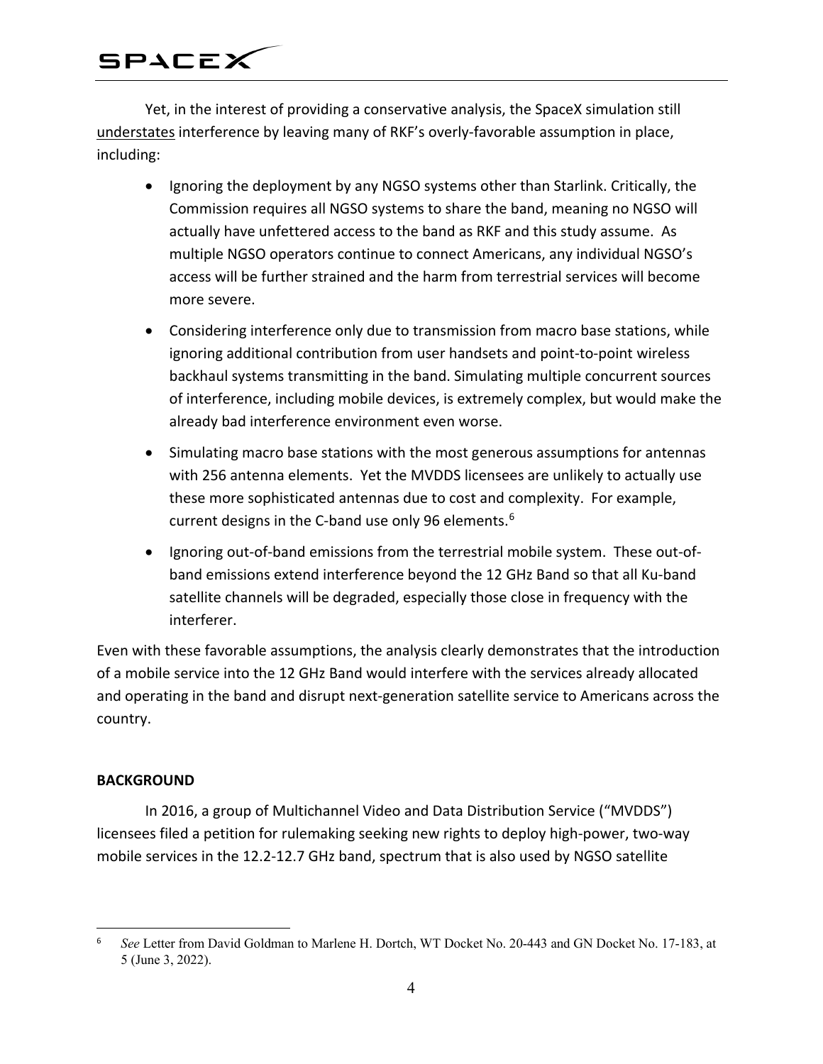Yet, in the interest of providing a conservative analysis, the SpaceX simulation still <u>understates</u> interference by leaving many of RKF's overly-favorable assumption in place, including:

- Ignoring the deployment by any NGSO systems other than Starlink. Critically, the Commission requires all NGSO systems to share the band, meaning no NGSO will actually have unfettered access to the band as RKF and this study assume. As multiple NGSO operators continue to connect Americans, any individual NGSO's access will be further strained and the harm from terrestrial services will become more severe.
- Considering interference only due to transmission from macro base stations, while ignoring additional contribution from user handsets and point-to-point wireless backhaul systems transmitting in the band. Simulating multiple concurrent sources of interference, including mobile devices, is extremely complex, but would make the already bad interference environment even worse.
- Simulating macro base stations with the most generous assumptions for antennas with 256 antenna elements. Yet the MVDDS licensees are unlikely to actually use these more sophisticated antennas due to cost and complexity. For example, current designs in the C-band use only 96 elements.[6]
- Ignoring out-of-band emissions from the terrestrial mobile system. These out-of-band emissions extend interference beyond the 12 GHz Band so that all Ku-band satellite channels will be degraded, especially those close in frequency with the interferer.

Even with these favorable assumptions, the analysis clearly demonstrates that the introduction of a mobile service into the 12 GHz Band would interfere with the services already allocated and operating in the band and disrupt next-generation satellite service to Americans across the country.

**BACKGROUND**

In 2016, a group of Multichannel Video and Data Distribution Service ("MVDDS") licensees filed a petition for rulemaking seeking new rights to deploy high-power, two-way mobile services in the 12.2-12.7 GHz band, spectrum that is also used by NGSO satellite

---

[6] *See* Letter from David Goldman to Marlene H. Dortch, WT Docket No. 20-443 and GN Docket No. 17-183, at 5 (June 3, 2022).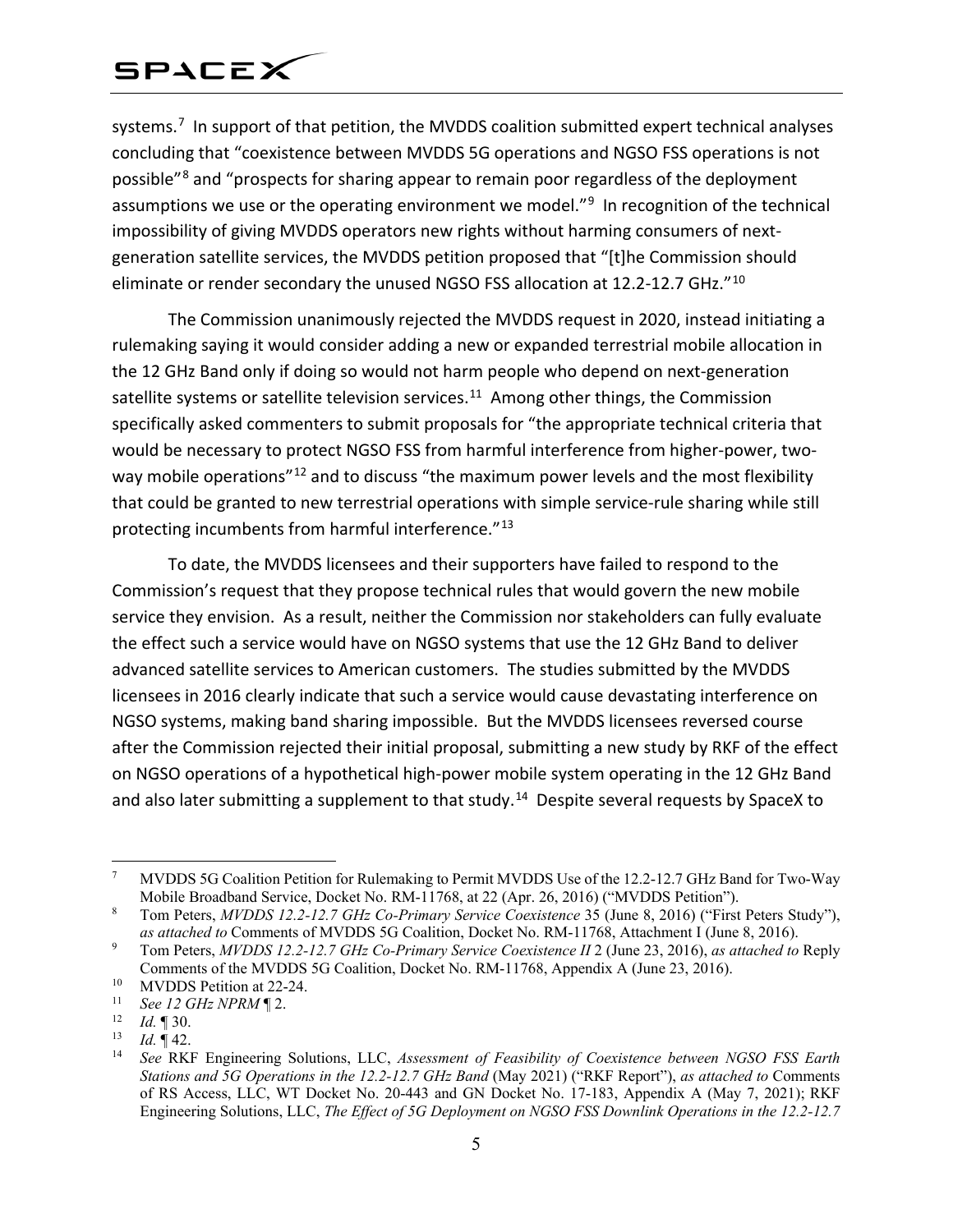systems.[7] In support of that petition, the MVDDS coalition submitted expert technical analyses concluding that "coexistence between MVDDS 5G operations and NGSO FSS operations is not possible"[8] and "prospects for sharing appear to remain poor regardless of the deployment assumptions we use or the operating environment we model."[9] In recognition of the technical impossibility of giving MVDDS operators new rights without harming consumers of next-generation satellite services, the MVDDS petition proposed that "[t]he Commission should eliminate or render secondary the unused NGSO FSS allocation at 12.2-12.7 GHz."[10]

The Commission unanimously rejected the MVDDS request in 2020, instead initiating a rulemaking saying it would consider adding a new or expanded terrestrial mobile allocation in the 12 GHz Band only if doing so would not harm people who depend on next-generation satellite systems or satellite television services.[11] Among other things, the Commission specifically asked commenters to submit proposals for "the appropriate technical criteria that would be necessary to protect NGSO FSS from harmful interference from higher-power, two-way mobile operations"[12] and to discuss "the maximum power levels and the most flexibility that could be granted to new terrestrial operations with simple service-rule sharing while still protecting incumbents from harmful interference."[13]

To date, the MVDDS licensees and their supporters have failed to respond to the Commission's request that they propose technical rules that would govern the new mobile service they envision. As a result, neither the Commission nor stakeholders can fully evaluate the effect such a service would have on NGSO systems that use the 12 GHz Band to deliver advanced satellite services to American customers. The studies submitted by the MVDDS licensees in 2016 clearly indicate that such a service would cause devastating interference on NGSO systems, making band sharing impossible. But the MVDDS licensees reversed course after the Commission rejected their initial proposal, submitting a new study by RKF of the effect on NGSO operations of a hypothetical high-power mobile system operating in the 12 GHz Band and also later submitting a supplement to that study.[14] Despite several requests by SpaceX to

---

[7] MVDDS 5G Coalition Petition for Rulemaking to Permit MVDDS Use of the 12.2-12.7 GHz Band for Two-Way Mobile Broadband Service, Docket No. RM-11768, at 22 (Apr. 26, 2016) ("MVDDS Petition").

[8] Tom Peters, *MVDDS 12.2-12.7 GHz Co-Primary Service Coexistence* 35 (June 8, 2016) ("First Peters Study"), *as attached to* Comments of MVDDS 5G Coalition, Docket No. RM-11768, Attachment I (June 8, 2016).

[9] Tom Peters, *MVDDS 12.2-12.7 GHz Co-Primary Service Coexistence II* 2 (June 23, 2016), *as attached to* Reply Comments of the MVDDS 5G Coalition, Docket No. RM-11768, Appendix A (June 23, 2016).

[10] MVDDS Petition at 22-24.

[11] *See 12 GHz NPRM* ¶ 2.

[12] *Id.* ¶ 30.

[13] *Id.* ¶ 42.

[14] *See* RKF Engineering Solutions, LLC, *Assessment of Feasibility of Coexistence between NGSO FSS Earth Stations and 5G Operations in the 12.2-12.7 GHz Band* (May 2021) ("RKF Report"), *as attached to* Comments of RS Access, LLC, WT Docket No. 20-443 and GN Docket No. 17-183, Appendix A (May 7, 2021); RKF Engineering Solutions, LLC, *The Effect of 5G Deployment on NGSO FSS Downlink Operations in the 12.2-12.7*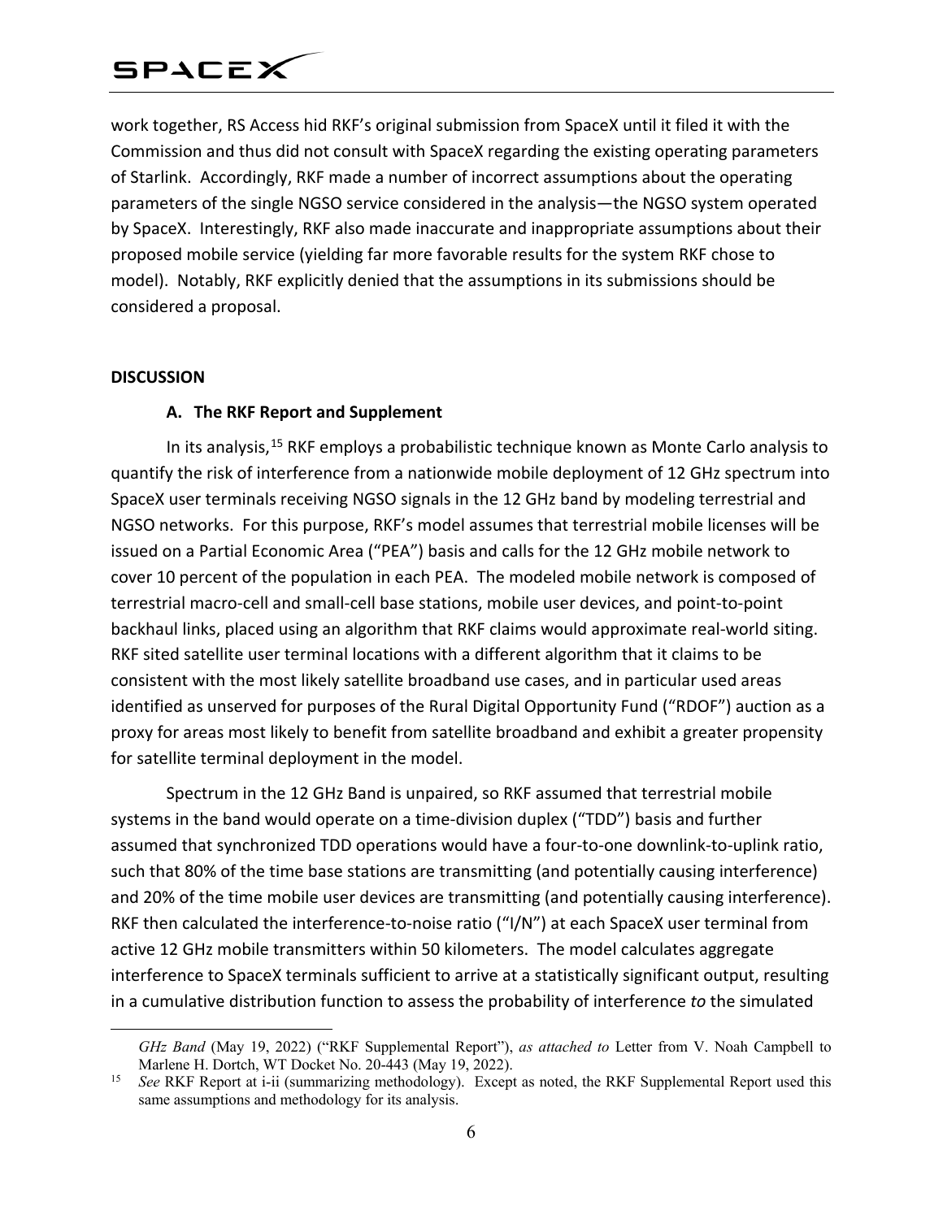work together, RS Access hid RKF's original submission from SpaceX until it filed it with the Commission and thus did not consult with SpaceX regarding the existing operating parameters of Starlink. Accordingly, RKF made a number of incorrect assumptions about the operating parameters of the single NGSO service considered in the analysis—the NGSO system operated by SpaceX. Interestingly, RKF also made inaccurate and inappropriate assumptions about their proposed mobile service (yielding far more favorable results for the system RKF chose to model). Notably, RKF explicitly denied that the assumptions in its submissions should be considered a proposal.

**DISCUSSION**

**A. The RKF Report and Supplement**

In its analysis,[15] RKF employs a probabilistic technique known as Monte Carlo analysis to quantify the risk of interference from a nationwide mobile deployment of 12 GHz spectrum into SpaceX user terminals receiving NGSO signals in the 12 GHz band by modeling terrestrial and NGSO networks. For this purpose, RKF's model assumes that terrestrial mobile licenses will be issued on a Partial Economic Area ("PEA") basis and calls for the 12 GHz mobile network to cover 10 percent of the population in each PEA. The modeled mobile network is composed of terrestrial macro-cell and small-cell base stations, mobile user devices, and point-to-point backhaul links, placed using an algorithm that RKF claims would approximate real-world siting. RKF sited satellite user terminal locations with a different algorithm that it claims to be consistent with the most likely satellite broadband use cases, and in particular used areas identified as unserved for purposes of the Rural Digital Opportunity Fund ("RDOF") auction as a proxy for areas most likely to benefit from satellite broadband and exhibit a greater propensity for satellite terminal deployment in the model.

Spectrum in the 12 GHz Band is unpaired, so RKF assumed that terrestrial mobile systems in the band would operate on a time-division duplex ("TDD") basis and further assumed that synchronized TDD operations would have a four-to-one downlink-to-uplink ratio, such that 80% of the time base stations are transmitting (and potentially causing interference) and 20% of the time mobile user devices are transmitting (and potentially causing interference). RKF then calculated the interference-to-noise ratio ("I/N") at each SpaceX user terminal from active 12 GHz mobile transmitters within 50 kilometers. The model calculates aggregate interference to SpaceX terminals sufficient to arrive at a statistically significant output, resulting in a cumulative distribution function to assess the probability of interference *to* the simulated

---

*GHz Band* (May 19, 2022) ("RKF Supplemental Report"), *as attached to* Letter from V. Noah Campbell to Marlene H. Dortch, WT Docket No. 20-443 (May 19, 2022).

[15] *See* RKF Report at i-ii (summarizing methodology). Except as noted, the RKF Supplemental Report used this same assumptions and methodology for its analysis.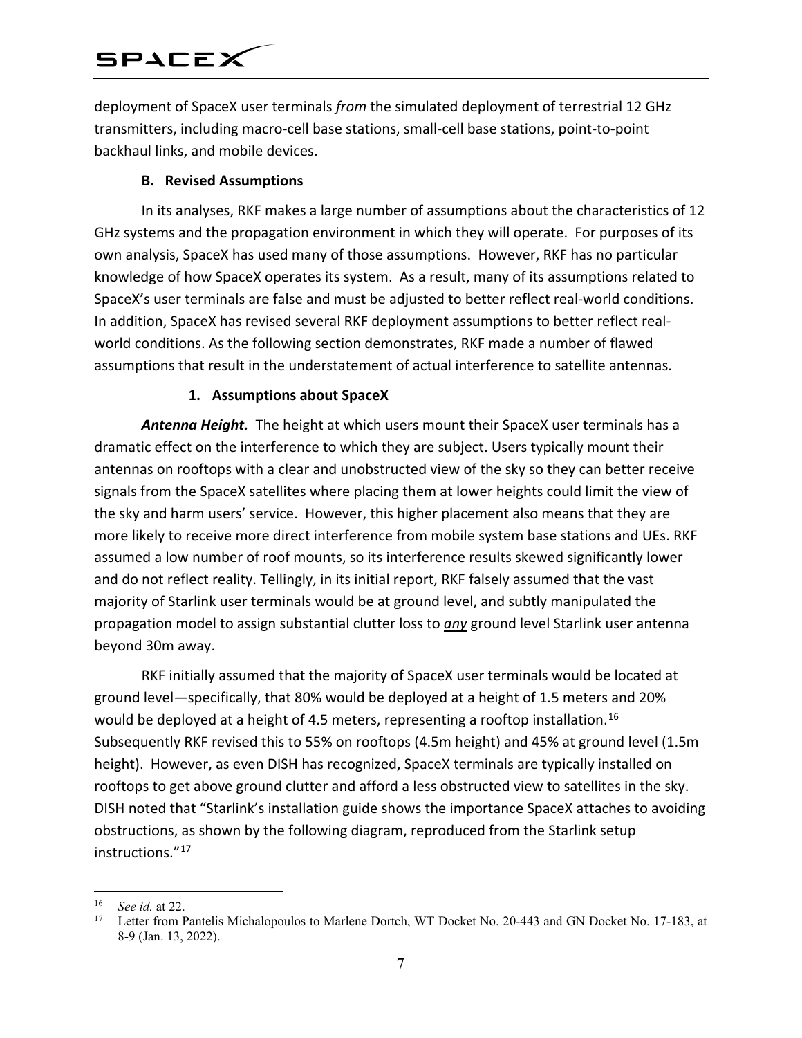deployment of SpaceX user terminals *from* the simulated deployment of terrestrial 12 GHz transmitters, including macro-cell base stations, small-cell base stations, point-to-point backhaul links, and mobile devices.

### B. Revised Assumptions

In its analyses, RKF makes a large number of assumptions about the characteristics of 12 GHz systems and the propagation environment in which they will operate. For purposes of its own analysis, SpaceX has used many of those assumptions. However, RKF has no particular knowledge of how SpaceX operates its system. As a result, many of its assumptions related to SpaceX's user terminals are false and must be adjusted to better reflect real-world conditions. In addition, SpaceX has revised several RKF deployment assumptions to better reflect real-world conditions. As the following section demonstrates, RKF made a number of flawed assumptions that result in the understatement of actual interference to satellite antennas.

#### 1. Assumptions about SpaceX

***Antenna Height.*** The height at which users mount their SpaceX user terminals has a dramatic effect on the interference to which they are subject. Users typically mount their antennas on rooftops with a clear and unobstructed view of the sky so they can better receive signals from the SpaceX satellites where placing them at lower heights could limit the view of the sky and harm users' service. However, this higher placement also means that they are more likely to receive more direct interference from mobile system base stations and UEs. RKF assumed a low number of roof mounts, so its interference results skewed significantly lower and do not reflect reality. Tellingly, in its initial report, RKF falsely assumed that the vast majority of Starlink user terminals would be at ground level, and subtly manipulated the propagation model to assign substantial clutter loss to ***any*** ground level Starlink user antenna beyond 30m away.

RKF initially assumed that the majority of SpaceX user terminals would be located at ground level—specifically, that 80% would be deployed at a height of 1.5 meters and 20% would be deployed at a height of 4.5 meters, representing a rooftop installation.[16] Subsequently RKF revised this to 55% on rooftops (4.5m height) and 45% at ground level (1.5m height). However, as even DISH has recognized, SpaceX terminals are typically installed on rooftops to get above ground clutter and afford a less obstructed view to satellites in the sky. DISH noted that "Starlink's installation guide shows the importance SpaceX attaches to avoiding obstructions, as shown by the following diagram, reproduced from the Starlink setup instructions."[17]

---

[16] *See id.* at 22.

[17] Letter from Pantelis Michalopoulos to Marlene Dortch, WT Docket No. 20-443 and GN Docket No. 17-183, at 8-9 (Jan. 13, 2022).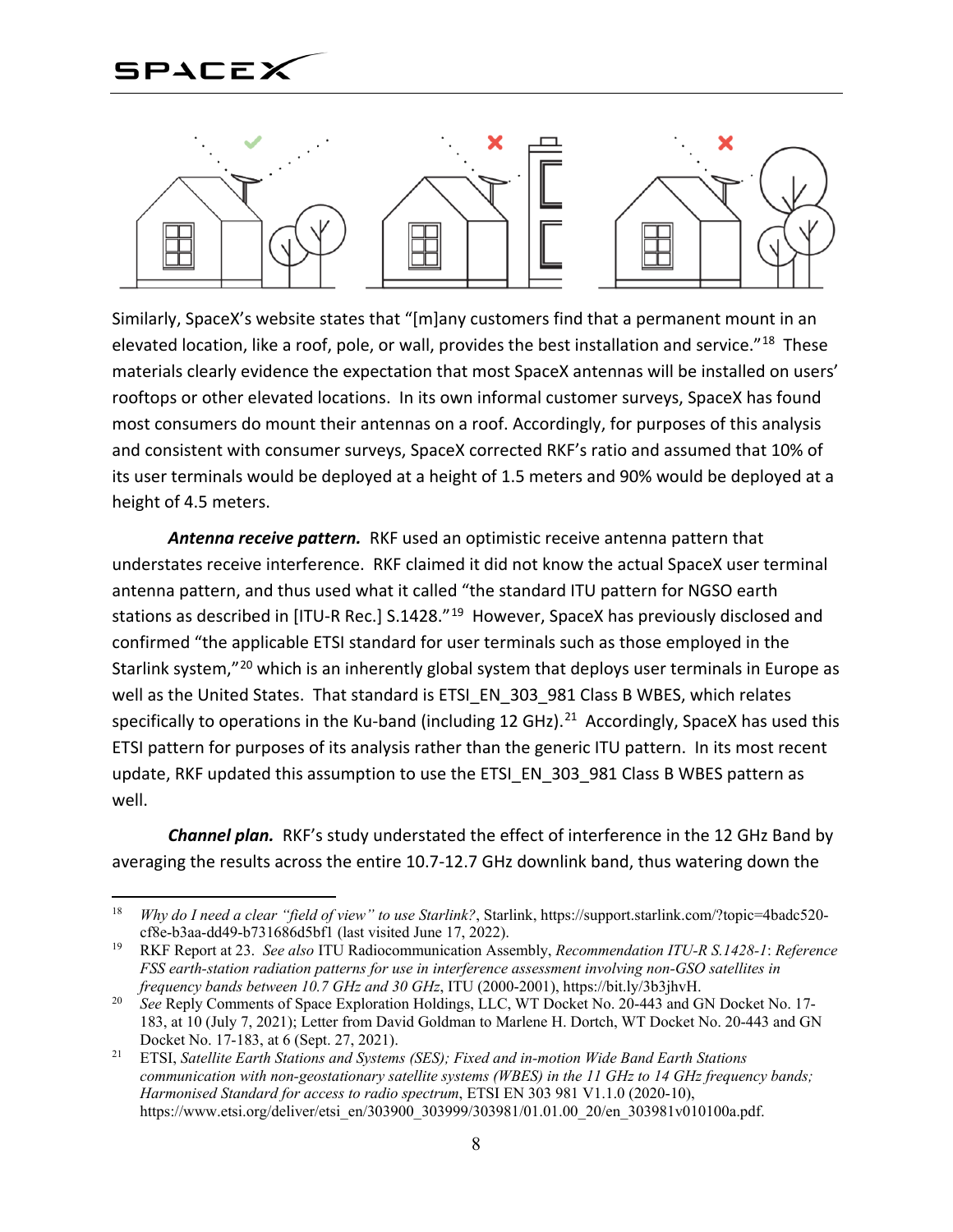Similarly, SpaceX's website states that "[m]any customers find that a permanent mount in an elevated location, like a roof, pole, or wall, provides the best installation and service."[18] These materials clearly evidence the expectation that most SpaceX antennas will be installed on users' rooftops or other elevated locations. In its own informal customer surveys, SpaceX has found most consumers do mount their antennas on a roof. Accordingly, for purposes of this analysis and consistent with consumer surveys, SpaceX corrected RKF's ratio and assumed that 10% of its user terminals would be deployed at a height of 1.5 meters and 90% would be deployed at a height of 4.5 meters.

***Antenna receive pattern.*** RKF used an optimistic receive antenna pattern that understates receive interference. RKF claimed it did not know the actual SpaceX user terminal antenna pattern, and thus used what it called "the standard ITU pattern for NGSO earth stations as described in [ITU-R Rec.] S.1428."[19] However, SpaceX has previously disclosed and confirmed "the applicable ETSI standard for user terminals such as those employed in the Starlink system,"[20] which is an inherently global system that deploys user terminals in Europe as well as the United States. That standard is ETSI_EN_303_981 Class B WBES, which relates specifically to operations in the Ku-band (including 12 GHz).[21] Accordingly, SpaceX has used this ETSI pattern for purposes of its analysis rather than the generic ITU pattern. In its most recent update, RKF updated this assumption to use the ETSI_EN_303_981 Class B WBES pattern as well.

***Channel plan.*** RKF's study understated the effect of interference in the 12 GHz Band by averaging the results across the entire 10.7-12.7 GHz downlink band, thus watering down the

---

[18] *Why do I need a clear "field of view" to use Starlink?*, Starlink, https://support.starlink.com/?topic=4badc520-cf8e-b3aa-dd49-b731686d5bf1 (last visited June 17, 2022).

[19] RKF Report at 23. *See also* ITU Radiocommunication Assembly, *Recommendation ITU-R S.1428-1*: *Reference FSS earth-station radiation patterns for use in interference assessment involving non-GSO satellites in frequency bands between 10.7 GHz and 30 GHz*, ITU (2000-2001), https://bit.ly/3b3jhvH.

[20] *See* Reply Comments of Space Exploration Holdings, LLC, WT Docket No. 20-443 and GN Docket No. 17-183, at 10 (July 7, 2021); Letter from David Goldman to Marlene H. Dortch, WT Docket No. 20-443 and GN Docket No. 17-183, at 6 (Sept. 27, 2021).

[21] ETSI, *Satellite Earth Stations and Systems (SES); Fixed and in-motion Wide Band Earth Stations communication with non-geostationary satellite systems (WBES) in the 11 GHz to 14 GHz frequency bands; Harmonised Standard for access to radio spectrum*, ETSI EN 303 981 V1.1.0 (2020-10), https://www.etsi.org/deliver/etsi_en/303900_303999/303981/01.01.00_20/en_303981v010100a.pdf.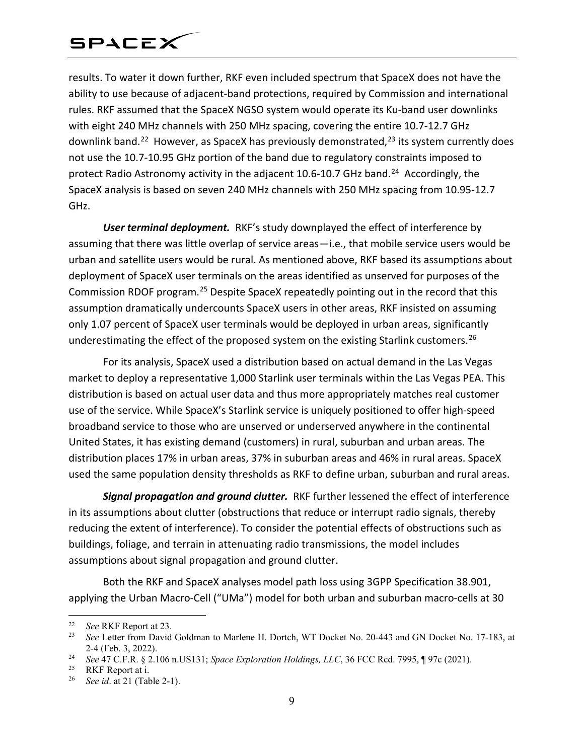results. To water it down further, RKF even included spectrum that SpaceX does not have the ability to use because of adjacent-band protections, required by Commission and international rules. RKF assumed that the SpaceX NGSO system would operate its Ku-band user downlinks with eight 240 MHz channels with 250 MHz spacing, covering the entire 10.7-12.7 GHz downlink band.[22] However, as SpaceX has previously demonstrated,[23] its system currently does not use the 10.7-10.95 GHz portion of the band due to regulatory constraints imposed to protect Radio Astronomy activity in the adjacent 10.6-10.7 GHz band.[24] Accordingly, the SpaceX analysis is based on seven 240 MHz channels with 250 MHz spacing from 10.95-12.7 GHz.

***User terminal deployment.*** RKF's study downplayed the effect of interference by assuming that there was little overlap of service areas—i.e., that mobile service users would be urban and satellite users would be rural. As mentioned above, RKF based its assumptions about deployment of SpaceX user terminals on the areas identified as unserved for purposes of the Commission RDOF program.[25] Despite SpaceX repeatedly pointing out in the record that this assumption dramatically undercounts SpaceX users in other areas, RKF insisted on assuming only 1.07 percent of SpaceX user terminals would be deployed in urban areas, significantly underestimating the effect of the proposed system on the existing Starlink customers.[26]

For its analysis, SpaceX used a distribution based on actual demand in the Las Vegas market to deploy a representative 1,000 Starlink user terminals within the Las Vegas PEA. This distribution is based on actual user data and thus more appropriately matches real customer use of the service. While SpaceX's Starlink service is uniquely positioned to offer high-speed broadband service to those who are unserved or underserved anywhere in the continental United States, it has existing demand (customers) in rural, suburban and urban areas. The distribution places 17% in urban areas, 37% in suburban areas and 46% in rural areas. SpaceX used the same population density thresholds as RKF to define urban, suburban and rural areas.

***Signal propagation and ground clutter.*** RKF further lessened the effect of interference in its assumptions about clutter (obstructions that reduce or interrupt radio signals, thereby reducing the extent of interference). To consider the potential effects of obstructions such as buildings, foliage, and terrain in attenuating radio transmissions, the model includes assumptions about signal propagation and ground clutter.

Both the RKF and SpaceX analyses model path loss using 3GPP Specification 38.901, applying the Urban Macro-Cell ("UMa") model for both urban and suburban macro-cells at 30

---

[22] *See* RKF Report at 23.

[23] *See* Letter from David Goldman to Marlene H. Dortch, WT Docket No. 20-443 and GN Docket No. 17-183, at 2-4 (Feb. 3, 2022).

[24] *See* 47 C.F.R. § 2.106 n.US131; *Space Exploration Holdings, LLC*, 36 FCC Rcd. 7995, ¶ 97c (2021).

[25] RKF Report at i.

[26] *See id*. at 21 (Table 2-1).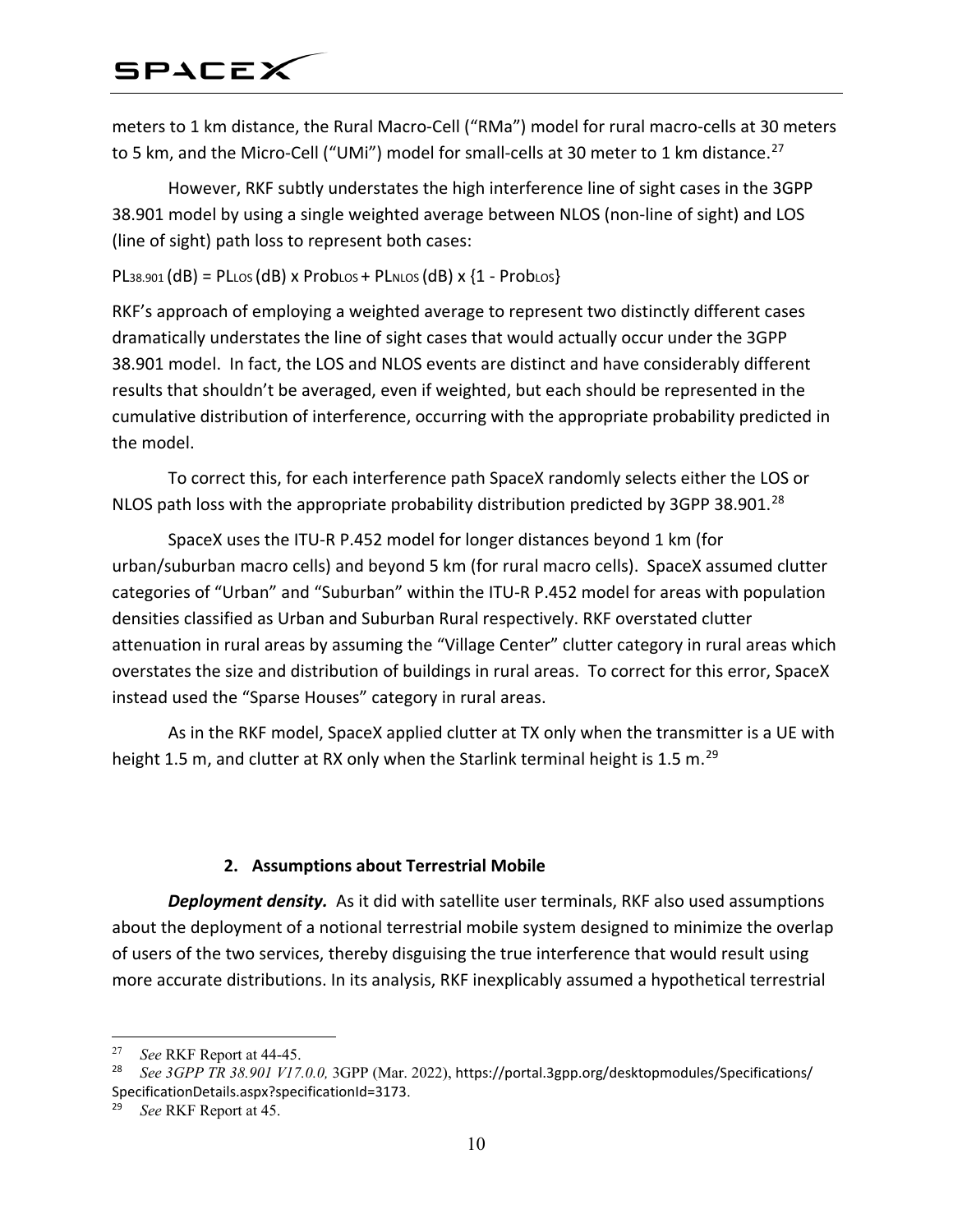meters to 1 km distance, the Rural Macro-Cell ("RMa") model for rural macro-cells at 30 meters to 5 km, and the Micro-Cell ("UMi") model for small-cells at 30 meter to 1 km distance.[27]

However, RKF subtly understates the high interference line of sight cases in the 3GPP 38.901 model by using a single weighted average between NLOS (non-line of sight) and LOS (line of sight) path loss to represent both cases:

$PL_{38.901}$ (dB) = $PL_{LOS}$ (dB) x $Prob_{LOS}$ + $PL_{NLOS}$ (dB) x {1 - $Prob_{LOS}$}

RKF's approach of employing a weighted average to represent two distinctly different cases dramatically understates the line of sight cases that would actually occur under the 3GPP 38.901 model. In fact, the LOS and NLOS events are distinct and have considerably different results that shouldn't be averaged, even if weighted, but each should be represented in the cumulative distribution of interference, occurring with the appropriate probability predicted in the model.

To correct this, for each interference path SpaceX randomly selects either the LOS or NLOS path loss with the appropriate probability distribution predicted by 3GPP 38.901.[28]

SpaceX uses the ITU-R P.452 model for longer distances beyond 1 km (for urban/suburban macro cells) and beyond 5 km (for rural macro cells). SpaceX assumed clutter categories of "Urban" and "Suburban" within the ITU-R P.452 model for areas with population densities classified as Urban and Suburban Rural respectively. RKF overstated clutter attenuation in rural areas by assuming the "Village Center" clutter category in rural areas which overstates the size and distribution of buildings in rural areas. To correct for this error, SpaceX instead used the "Sparse Houses" category in rural areas.

As in the RKF model, SpaceX applied clutter at TX only when the transmitter is a UE with height 1.5 m, and clutter at RX only when the Starlink terminal height is 1.5 m.[29]

### 2. Assumptions about Terrestrial Mobile

***Deployment density.*** As it did with satellite user terminals, RKF also used assumptions about the deployment of a notional terrestrial mobile system designed to minimize the overlap of users of the two services, thereby disguising the true interference that would result using more accurate distributions. In its analysis, RKF inexplicably assumed a hypothetical terrestrial

---

[27] *See* RKF Report at 44-45.

[28] *See 3GPP TR 38.901 V17.0.0,* 3GPP (Mar. 2022), https://portal.3gpp.org/desktopmodules/Specifications/SpecificationDetails.aspx?specificationId=3173.

[29] *See* RKF Report at 45.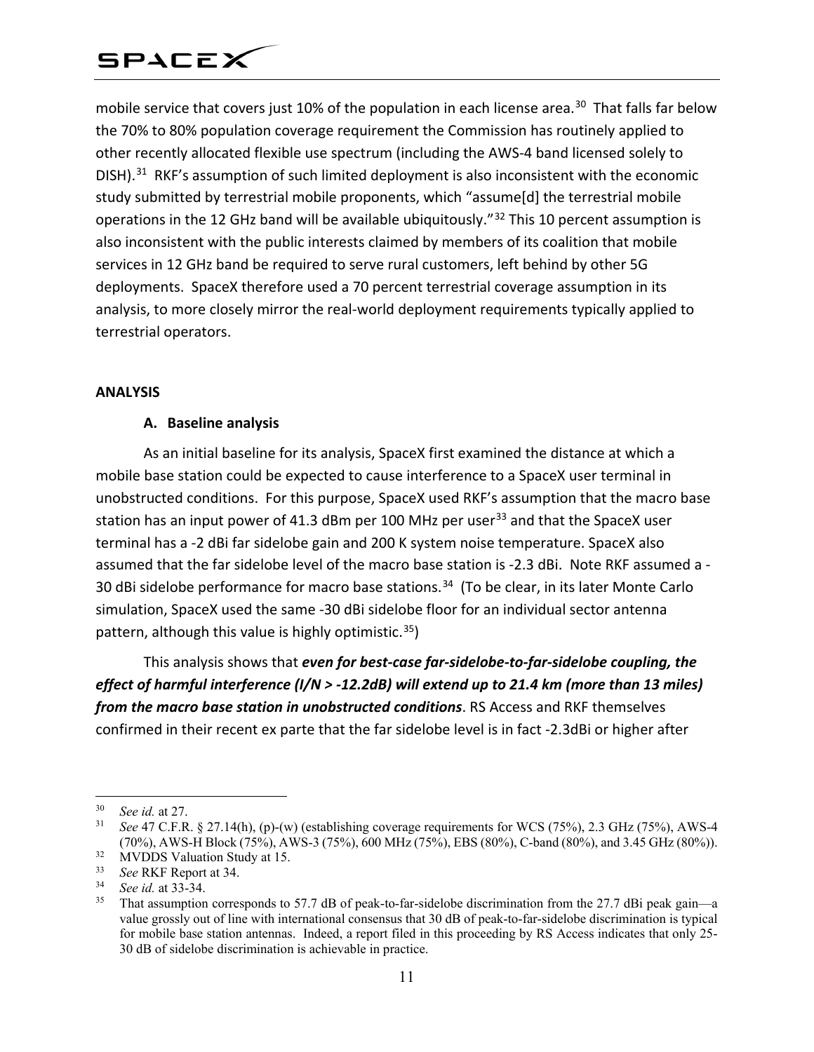mobile service that covers just 10% of the population in each license area.[30] That falls far below the 70% to 80% population coverage requirement the Commission has routinely applied to other recently allocated flexible use spectrum (including the AWS-4 band licensed solely to DISH).[31] RKF's assumption of such limited deployment is also inconsistent with the economic study submitted by terrestrial mobile proponents, which "assume[d] the terrestrial mobile operations in the 12 GHz band will be available ubiquitously."[32] This 10 percent assumption is also inconsistent with the public interests claimed by members of its coalition that mobile services in 12 GHz band be required to serve rural customers, left behind by other 5G deployments. SpaceX therefore used a 70 percent terrestrial coverage assumption in its analysis, to more closely mirror the real-world deployment requirements typically applied to terrestrial operators.

**ANALYSIS**

**A. Baseline analysis**

As an initial baseline for its analysis, SpaceX first examined the distance at which a mobile base station could be expected to cause interference to a SpaceX user terminal in unobstructed conditions. For this purpose, SpaceX used RKF's assumption that the macro base station has an input power of 41.3 dBm per 100 MHz per user[33] and that the SpaceX user terminal has a -2 dBi far sidelobe gain and 200 K system noise temperature. SpaceX also assumed that the far sidelobe level of the macro base station is -2.3 dBi. Note RKF assumed a -30 dBi sidelobe performance for macro base stations.[34] (To be clear, in its later Monte Carlo simulation, SpaceX used the same -30 dBi sidelobe floor for an individual sector antenna pattern, although this value is highly optimistic.[35])

This analysis shows that ***even for best-case far-sidelobe-to-far-sidelobe coupling, the effect of harmful interference (I/N > -12.2dB) will extend up to 21.4 km (more than 13 miles) from the macro base station in unobstructed conditions***. RS Access and RKF themselves confirmed in their recent ex parte that the far sidelobe level is in fact -2.3dBi or higher after

---

[30] *See id.* at 27.

[31] *See* 47 C.F.R. § 27.14(h), (p)-(w) (establishing coverage requirements for WCS (75%), 2.3 GHz (75%), AWS-4 (70%), AWS-H Block (75%), AWS-3 (75%), 600 MHz (75%), EBS (80%), C-band (80%), and 3.45 GHz (80%)).

[32] MVDDS Valuation Study at 15.

[33] *See* RKF Report at 34.

[34] *See id.* at 33-34.

[35] That assumption corresponds to 57.7 dB of peak-to-far-sidelobe discrimination from the 27.7 dBi peak gain—a value grossly out of line with international consensus that 30 dB of peak-to-far-sidelobe discrimination is typical for mobile base station antennas. Indeed, a report filed in this proceeding by RS Access indicates that only 25-30 dB of sidelobe discrimination is achievable in practice.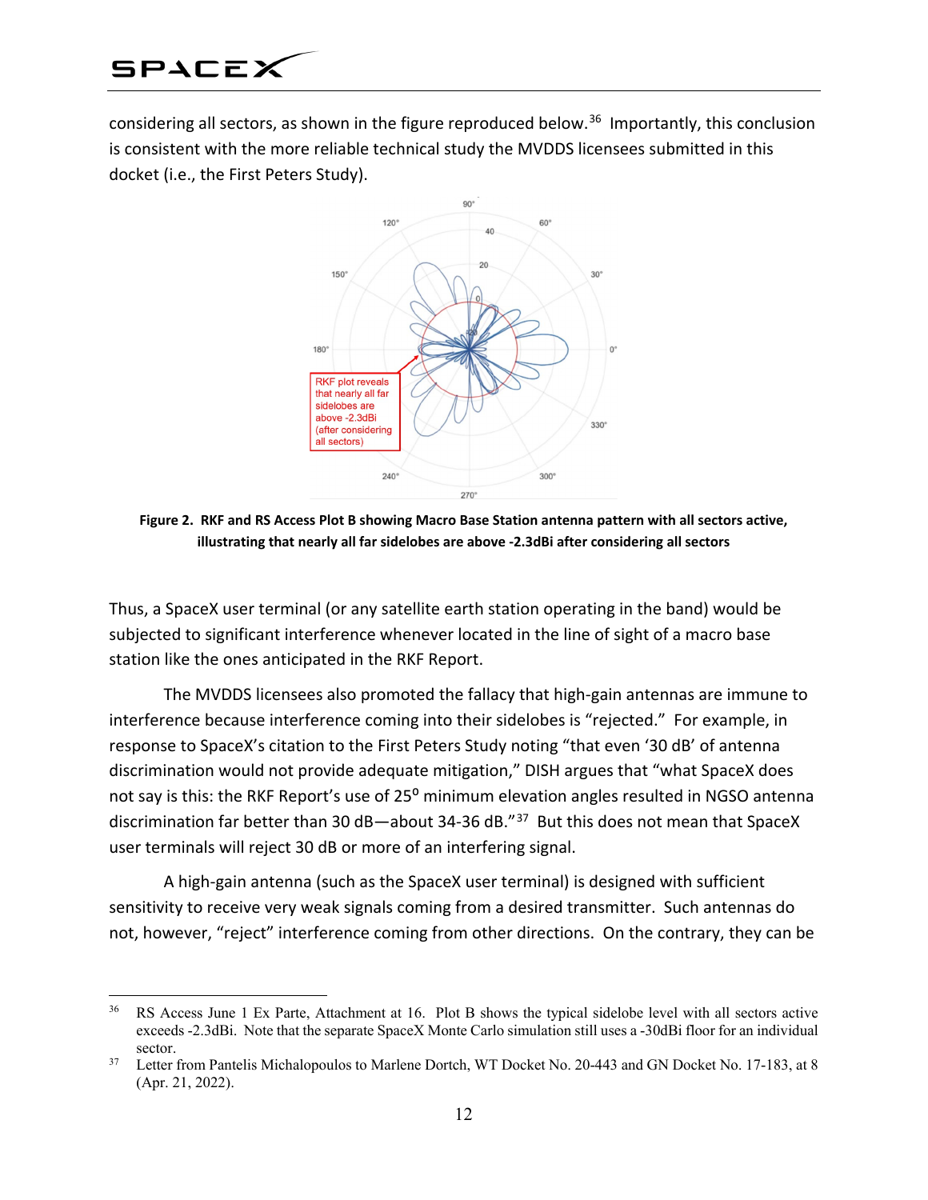considering all sectors, as shown in the figure reproduced below.[36] Importantly, this conclusion is consistent with the more reliable technical study the MVDDS licensees submitted in this docket (i.e., the First Peters Study).

**Figure 2. RKF and RS Access Plot B showing Macro Base Station antenna pattern with all sectors active, illustrating that nearly all far sidelobes are above -2.3dBi after considering all sectors**

Thus, a SpaceX user terminal (or any satellite earth station operating in the band) would be subjected to significant interference whenever located in the line of sight of a macro base station like the ones anticipated in the RKF Report.

The MVDDS licensees also promoted the fallacy that high-gain antennas are immune to interference because interference coming into their sidelobes is "rejected." For example, in response to SpaceX's citation to the First Peters Study noting "that even '30 dB' of antenna discrimination would not provide adequate mitigation," DISH argues that "what SpaceX does not say is this: the RKF Report's use of 25$^{o}$ minimum elevation angles resulted in NGSO antenna discrimination far better than 30 dB—about 34-36 dB."[37] But this does not mean that SpaceX user terminals will reject 30 dB or more of an interfering signal.

A high-gain antenna (such as the SpaceX user terminal) is designed with sufficient sensitivity to receive very weak signals coming from a desired transmitter. Such antennas do not, however, "reject" interference coming from other directions. On the contrary, they can be

---

[36] RS Access June 1 Ex Parte, Attachment at 16. Plot B shows the typical sidelobe level with all sectors active exceeds -2.3dBi. Note that the separate SpaceX Monte Carlo simulation still uses a -30dBi floor for an individual sector.

[37] Letter from Pantelis Michalopoulos to Marlene Dortch, WT Docket No. 20-443 and GN Docket No. 17-183, at 8 (Apr. 21, 2022).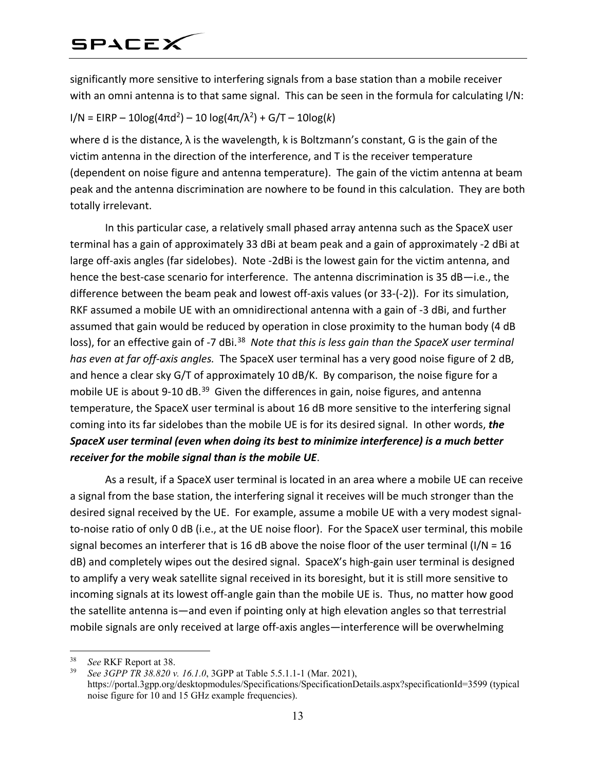significantly more sensitive to interfering signals from a base station than a mobile receiver with an omni antenna is to that same signal. This can be seen in the formula for calculating I/N:

$$I/N = EIRP - 10\log(4\pi d^2) - 10\log(4\pi/\lambda^2) + G/T - 10\log(k)$$

where d is the distance, λ is the wavelength, k is Boltzmann's constant, G is the gain of the victim antenna in the direction of the interference, and T is the receiver temperature (dependent on noise figure and antenna temperature). The gain of the victim antenna at beam peak and the antenna discrimination are nowhere to be found in this calculation. They are both totally irrelevant.

In this particular case, a relatively small phased array antenna such as the SpaceX user terminal has a gain of approximately 33 dBi at beam peak and a gain of approximately -2 dBi at large off-axis angles (far sidelobes). Note -2dBi is the lowest gain for the victim antenna, and hence the best-case scenario for interference. The antenna discrimination is 35 dB—i.e., the difference between the beam peak and lowest off-axis values (or 33-(-2)). For its simulation, RKF assumed a mobile UE with an omnidirectional antenna with a gain of -3 dBi, and further assumed that gain would be reduced by operation in close proximity to the human body (4 dB loss), for an effective gain of -7 dBi.[38] *Note that this is less gain than the SpaceX user terminal has even at far off-axis angles.* The SpaceX user terminal has a very good noise figure of 2 dB, and hence a clear sky G/T of approximately 10 dB/K. By comparison, the noise figure for a mobile UE is about 9-10 dB.[39] Given the differences in gain, noise figures, and antenna temperature, the SpaceX user terminal is about 16 dB more sensitive to the interfering signal coming into its far sidelobes than the mobile UE is for its desired signal. In other words, ***the SpaceX user terminal (even when doing its best to minimize interference) is a much better receiver for the mobile signal than is the mobile UE***.

As a result, if a SpaceX user terminal is located in an area where a mobile UE can receive a signal from the base station, the interfering signal it receives will be much stronger than the desired signal received by the UE. For example, assume a mobile UE with a very modest signal-to-noise ratio of only 0 dB (i.e., at the UE noise floor). For the SpaceX user terminal, this mobile signal becomes an interferer that is 16 dB above the noise floor of the user terminal (I/N = 16 dB) and completely wipes out the desired signal. SpaceX's high-gain user terminal is designed to amplify a very weak satellite signal received in its boresight, but it is still more sensitive to incoming signals at its lowest off-angle gain than the mobile UE is. Thus, no matter how good the satellite antenna is—and even if pointing only at high elevation angles so that terrestrial mobile signals are only received at large off-axis angles—interference will be overwhelming

---

[38] *See* RKF Report at 38.

[39] *See 3GPP TR 38.820 v. 16.1.0*, 3GPP at Table 5.5.1.1-1 (Mar. 2021), https://portal.3gpp.org/desktopmodules/Specifications/SpecificationDetails.aspx?specificationId=3599 (typical noise figure for 10 and 15 GHz example frequencies).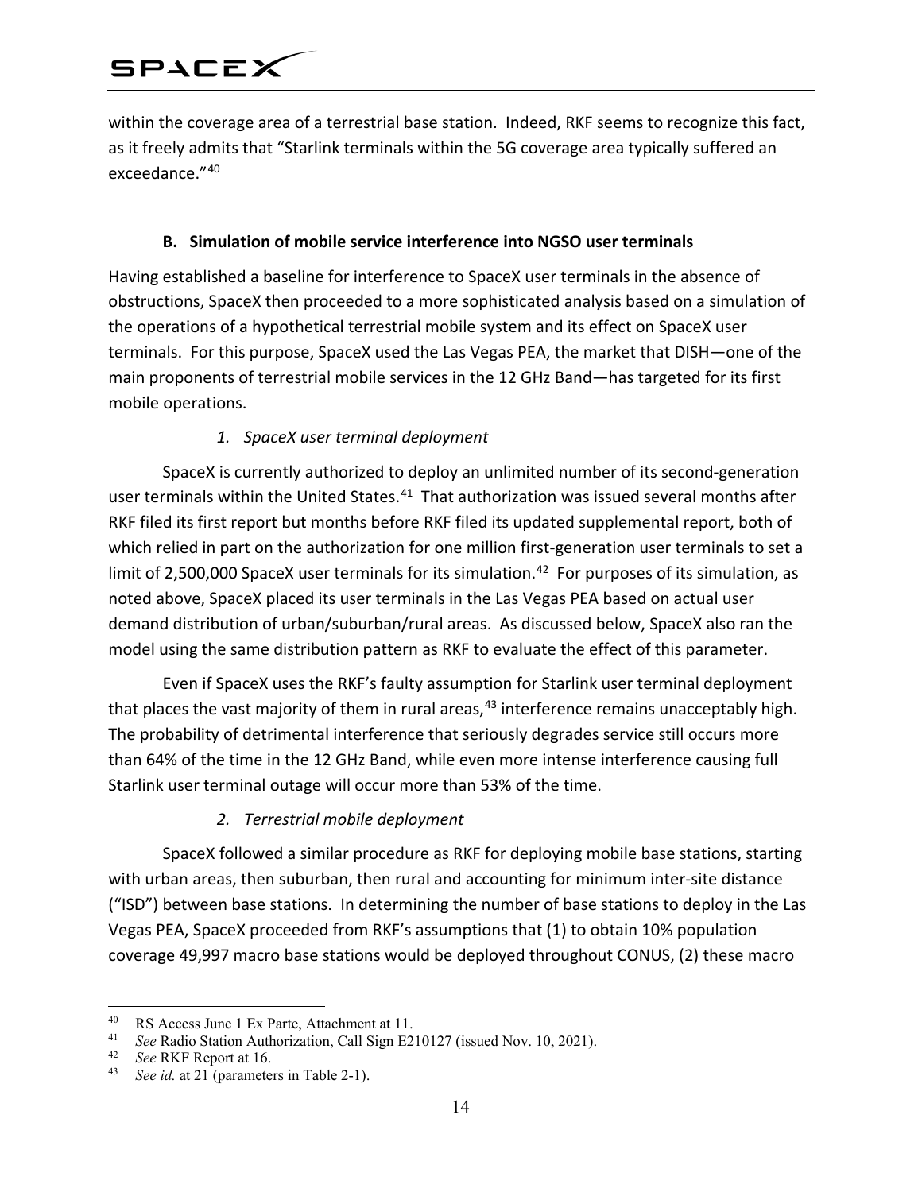within the coverage area of a terrestrial base station. Indeed, RKF seems to recognize this fact, as it freely admits that "Starlink terminals within the 5G coverage area typically suffered an exceedance."[40]

### B. Simulation of mobile service interference into NGSO user terminals

Having established a baseline for interference to SpaceX user terminals in the absence of obstructions, SpaceX then proceeded to a more sophisticated analysis based on a simulation of the operations of a hypothetical terrestrial mobile system and its effect on SpaceX user terminals. For this purpose, SpaceX used the Las Vegas PEA, the market that DISH—one of the main proponents of terrestrial mobile services in the 12 GHz Band—has targeted for its first mobile operations.

#### *1. SpaceX user terminal deployment*

SpaceX is currently authorized to deploy an unlimited number of its second-generation user terminals within the United States.[41] That authorization was issued several months after RKF filed its first report but months before RKF filed its updated supplemental report, both of which relied in part on the authorization for one million first-generation user terminals to set a limit of 2,500,000 SpaceX user terminals for its simulation.[42] For purposes of its simulation, as noted above, SpaceX placed its user terminals in the Las Vegas PEA based on actual user demand distribution of urban/suburban/rural areas. As discussed below, SpaceX also ran the model using the same distribution pattern as RKF to evaluate the effect of this parameter.

Even if SpaceX uses the RKF's faulty assumption for Starlink user terminal deployment that places the vast majority of them in rural areas,[43] interference remains unacceptably high. The probability of detrimental interference that seriously degrades service still occurs more than 64% of the time in the 12 GHz Band, while even more intense interference causing full Starlink user terminal outage will occur more than 53% of the time.

#### *2. Terrestrial mobile deployment*

SpaceX followed a similar procedure as RKF for deploying mobile base stations, starting with urban areas, then suburban, then rural and accounting for minimum inter-site distance ("ISD") between base stations. In determining the number of base stations to deploy in the Las Vegas PEA, SpaceX proceeded from RKF's assumptions that (1) to obtain 10% population coverage 49,997 macro base stations would be deployed throughout CONUS, (2) these macro

---

[40] RS Access June 1 Ex Parte, Attachment at 11.

[41] *See* Radio Station Authorization, Call Sign E210127 (issued Nov. 10, 2021).

[42] *See* RKF Report at 16.

[43] *See id.* at 21 (parameters in Table 2-1).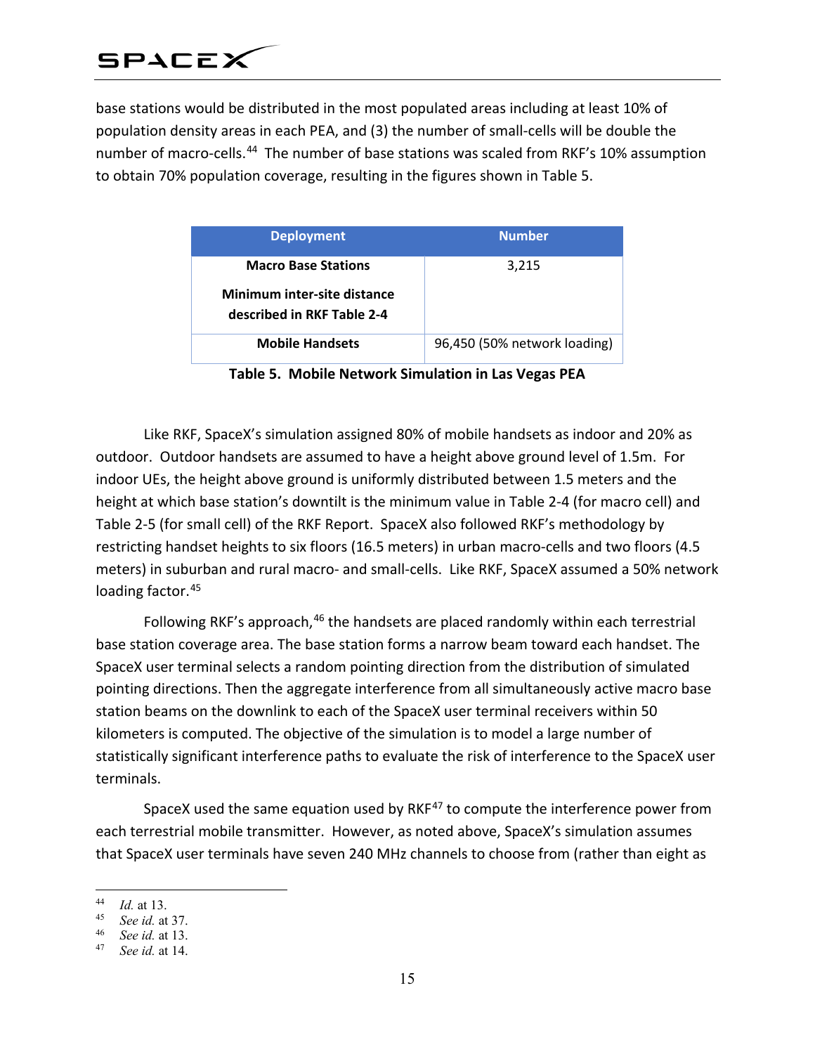base stations would be distributed in the most populated areas including at least 10% of population density areas in each PEA, and (3) the number of small-cells will be double the number of macro-cells.[44] The number of base stations was scaled from RKF's 10% assumption to obtain 70% population coverage, resulting in the figures shown in Table 5.

| Deployment | Number |
|---|---|
| **Macro Base Stations**<br>**Minimum inter-site distance described in RKF Table 2-4** | 3,215 |
| **Mobile Handsets** | 96,450 (50% network loading) |

**Table 5. Mobile Network Simulation in Las Vegas PEA**

Like RKF, SpaceX's simulation assigned 80% of mobile handsets as indoor and 20% as outdoor. Outdoor handsets are assumed to have a height above ground level of 1.5m. For indoor UEs, the height above ground is uniformly distributed between 1.5 meters and the height at which base station's downtilt is the minimum value in Table 2-4 (for macro cell) and Table 2-5 (for small cell) of the RKF Report. SpaceX also followed RKF's methodology by restricting handset heights to six floors (16.5 meters) in urban macro-cells and two floors (4.5 meters) in suburban and rural macro- and small-cells. Like RKF, SpaceX assumed a 50% network loading factor.[45]

Following RKF's approach,[46] the handsets are placed randomly within each terrestrial base station coverage area. The base station forms a narrow beam toward each handset. The SpaceX user terminal selects a random pointing direction from the distribution of simulated pointing directions. Then the aggregate interference from all simultaneously active macro base station beams on the downlink to each of the SpaceX user terminal receivers within 50 kilometers is computed. The objective of the simulation is to model a large number of statistically significant interference paths to evaluate the risk of interference to the SpaceX user terminals.

SpaceX used the same equation used by RKF[47] to compute the interference power from each terrestrial mobile transmitter. However, as noted above, SpaceX's simulation assumes that SpaceX user terminals have seven 240 MHz channels to choose from (rather than eight as

---

[44] *Id.* at 13.
[45] *See id.* at 37.
[46] *See id.* at 13.
[47] *See id.* at 14.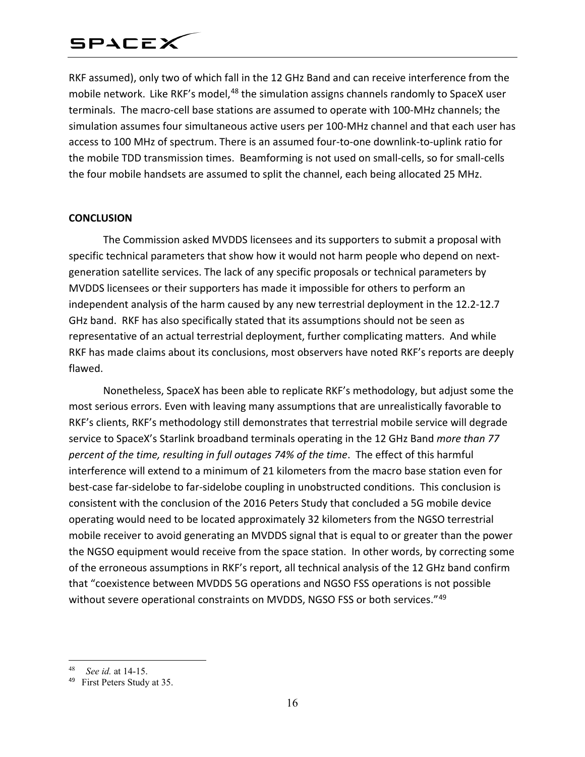RKF assumed), only two of which fall in the 12 GHz Band and can receive interference from the mobile network. Like RKF's model,[48] the simulation assigns channels randomly to SpaceX user terminals. The macro-cell base stations are assumed to operate with 100-MHz channels; the simulation assumes four simultaneous active users per 100-MHz channel and that each user has access to 100 MHz of spectrum. There is an assumed four-to-one downlink-to-uplink ratio for the mobile TDD transmission times. Beamforming is not used on small-cells, so for small-cells the four mobile handsets are assumed to split the channel, each being allocated 25 MHz.

**CONCLUSION**

The Commission asked MVDDS licensees and its supporters to submit a proposal with specific technical parameters that show how it would not harm people who depend on next-generation satellite services. The lack of any specific proposals or technical parameters by MVDDS licensees or their supporters has made it impossible for others to perform an independent analysis of the harm caused by any new terrestrial deployment in the 12.2-12.7 GHz band. RKF has also specifically stated that its assumptions should not be seen as representative of an actual terrestrial deployment, further complicating matters. And while RKF has made claims about its conclusions, most observers have noted RKF's reports are deeply flawed.

Nonetheless, SpaceX has been able to replicate RKF's methodology, but adjust some the most serious errors. Even with leaving many assumptions that are unrealistically favorable to RKF's clients, RKF's methodology still demonstrates that terrestrial mobile service will degrade service to SpaceX's Starlink broadband terminals operating in the 12 GHz Band *more than 77 percent of the time, resulting in full outages 74% of the time*. The effect of this harmful interference will extend to a minimum of 21 kilometers from the macro base station even for best-case far-sidelobe to far-sidelobe coupling in unobstructed conditions. This conclusion is consistent with the conclusion of the 2016 Peters Study that concluded a 5G mobile device operating would need to be located approximately 32 kilometers from the NGSO terrestrial mobile receiver to avoid generating an MVDDS signal that is equal to or greater than the power the NGSO equipment would receive from the space station. In other words, by correcting some of the erroneous assumptions in RKF's report, all technical analysis of the 12 GHz band confirm that "coexistence between MVDDS 5G operations and NGSO FSS operations is not possible without severe operational constraints on MVDDS, NGSO FSS or both services."[49]

---

[48] *See id.* at 14-15.

[49] First Peters Study at 35.